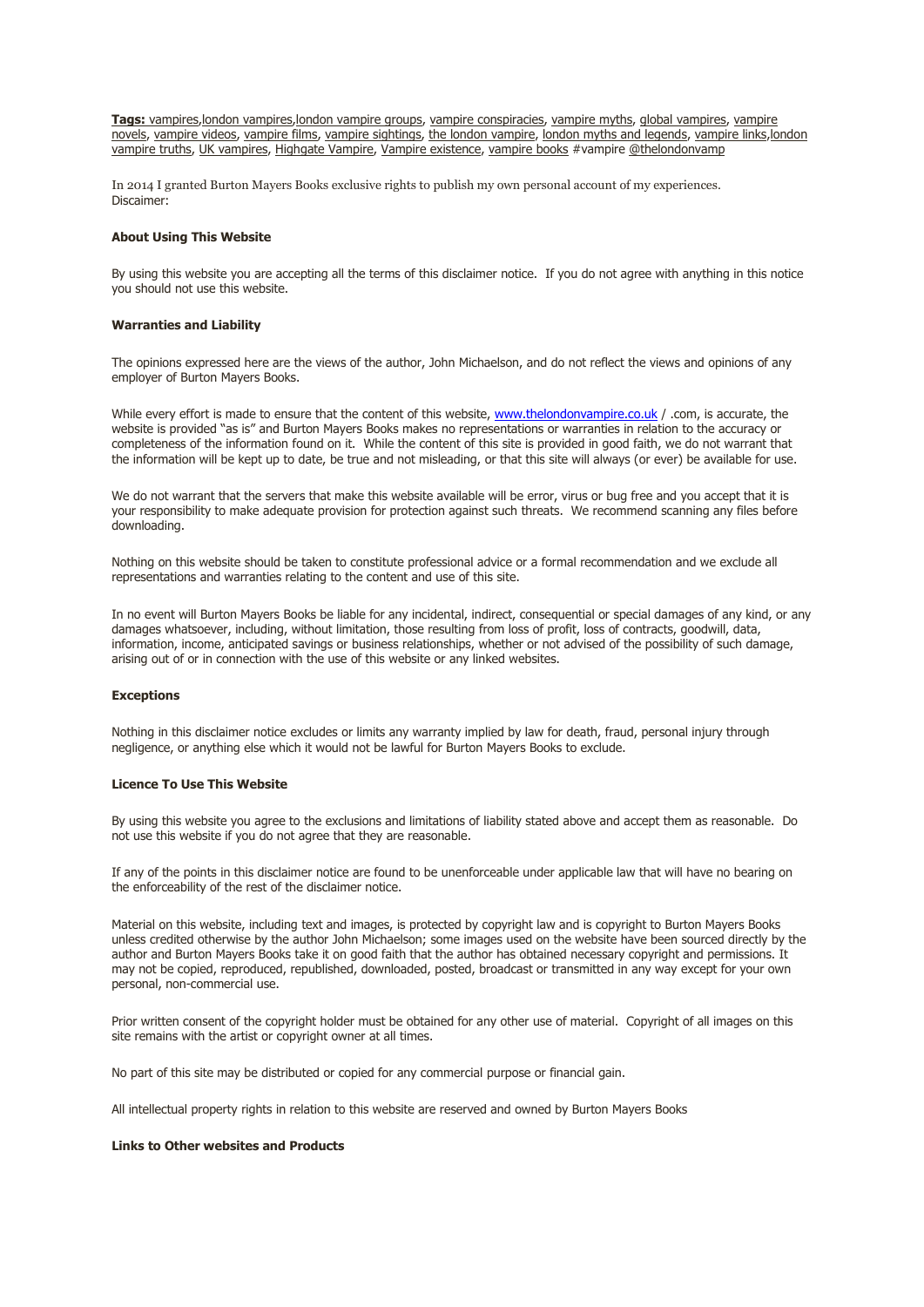**Tags:** vampires, london vampires, london vampire groups, vampire conspiracies, vampire myths, global vampires, vampire novels, vampire videos, vampire films, vampire sightings, the london vampire, london myths and legends, vampire links, london vampire truths, UK vampires, Highgate Vampire, Vampire existence, vampire books #vampire @thelondonvamp

In 2014 I granted Burton Mayers Books exclusive rights to publish my own personal account of my experiences.
Discaimer:

**About Using This Website**

By using this website you are accepting all the terms of this disclaimer notice. If you do not agree with anything in this notice you should not use this website.

**Warranties and Liability**

The opinions expressed here are the views of the author, John Michaelson, and do not reflect the views and opinions of any employer of Burton Mayers Books.

While every effort is made to ensure that the content of this website, www.thelondonvampire.co.uk / .com, is accurate, the website is provided "as is" and Burton Mayers Books makes no representations or warranties in relation to the accuracy or completeness of the information found on it. While the content of this site is provided in good faith, we do not warrant that the information will be kept up to date, be true and not misleading, or that this site will always (or ever) be available for use.

We do not warrant that the servers that make this website available will be error, virus or bug free and you accept that it is your responsibility to make adequate provision for protection against such threats. We recommend scanning any files before downloading.

Nothing on this website should be taken to constitute professional advice or a formal recommendation and we exclude all representations and warranties relating to the content and use of this site.

In no event will Burton Mayers Books be liable for any incidental, indirect, consequential or special damages of any kind, or any damages whatsoever, including, without limitation, those resulting from loss of profit, loss of contracts, goodwill, data, information, income, anticipated savings or business relationships, whether or not advised of the possibility of such damage, arising out of or in connection with the use of this website or any linked websites.

**Exceptions**

Nothing in this disclaimer notice excludes or limits any warranty implied by law for death, fraud, personal injury through negligence, or anything else which it would not be lawful for Burton Mayers Books to exclude.

**Licence To Use This Website**

By using this website you agree to the exclusions and limitations of liability stated above and accept them as reasonable. Do not use this website if you do not agree that they are reasonable.

If any of the points in this disclaimer notice are found to be unenforceable under applicable law that will have no bearing on the enforceability of the rest of the disclaimer notice.

Material on this website, including text and images, is protected by copyright law and is copyright to Burton Mayers Books unless credited otherwise by the author John Michaelson; some images used on the website have been sourced directly by the author and Burton Mayers Books take it on good faith that the author has obtained necessary copyright and permissions. It may not be copied, reproduced, republished, downloaded, posted, broadcast or transmitted in any way except for your own personal, non-commercial use.

Prior written consent of the copyright holder must be obtained for any other use of material. Copyright of all images on this site remains with the artist or copyright owner at all times.

No part of this site may be distributed or copied for any commercial purpose or financial gain.

All intellectual property rights in relation to this website are reserved and owned by Burton Mayers Books

**Links to Other websites and Products**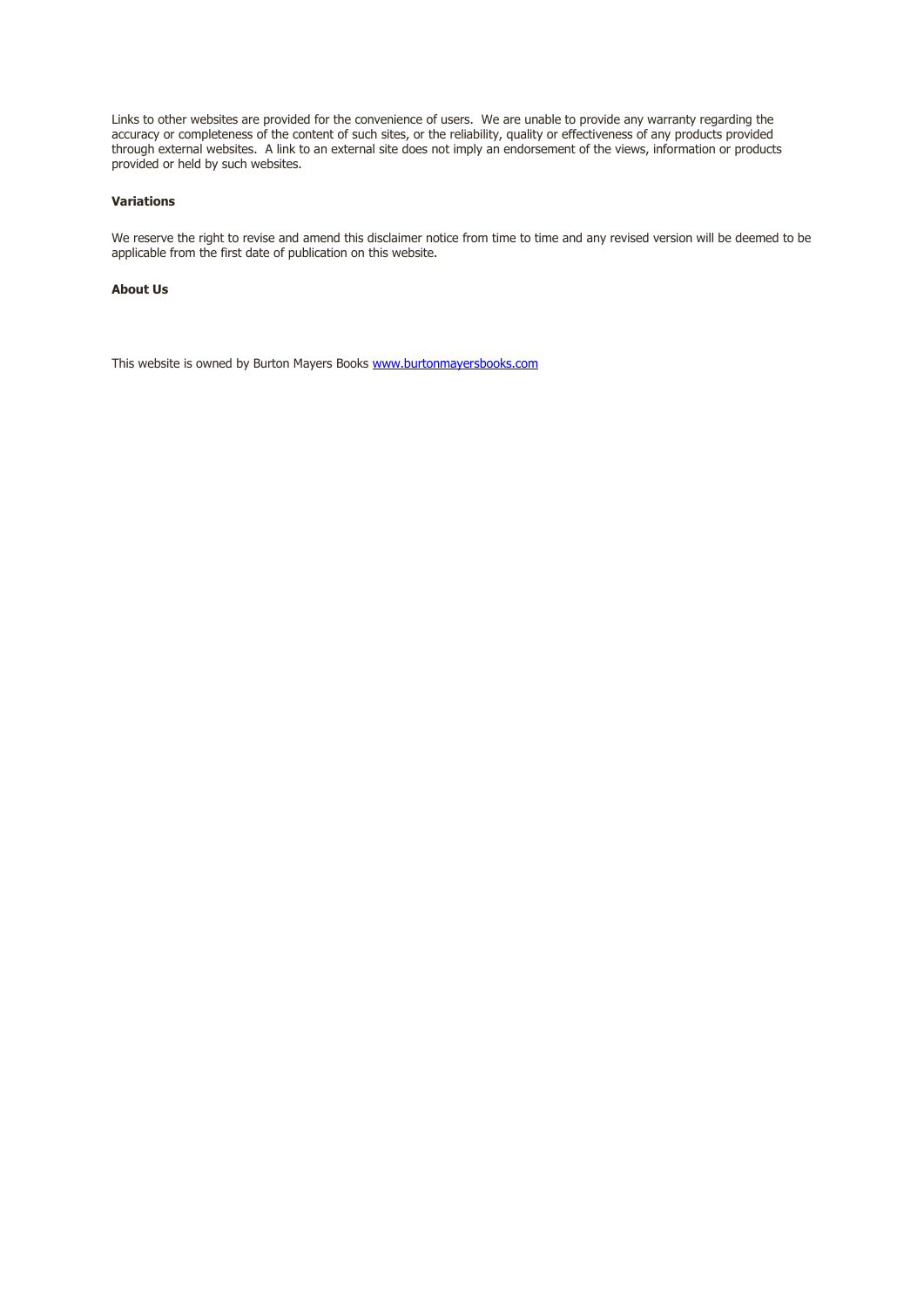Links to other websites are provided for the convenience of users. We are unable to provide any warranty regarding the accuracy or completeness of the content of such sites, or the reliability, quality or effectiveness of any products provided through external websites. A link to an external site does not imply an endorsement of the views, information or products provided or held by such websites.

**Variations**

We reserve the right to revise and amend this disclaimer notice from time to time and any revised version will be deemed to be applicable from the first date of publication on this website.

**About Us**

This website is owned by Burton Mayers Books [www.burtonmayersbooks.com](http://www.burtonmayersbooks.com)